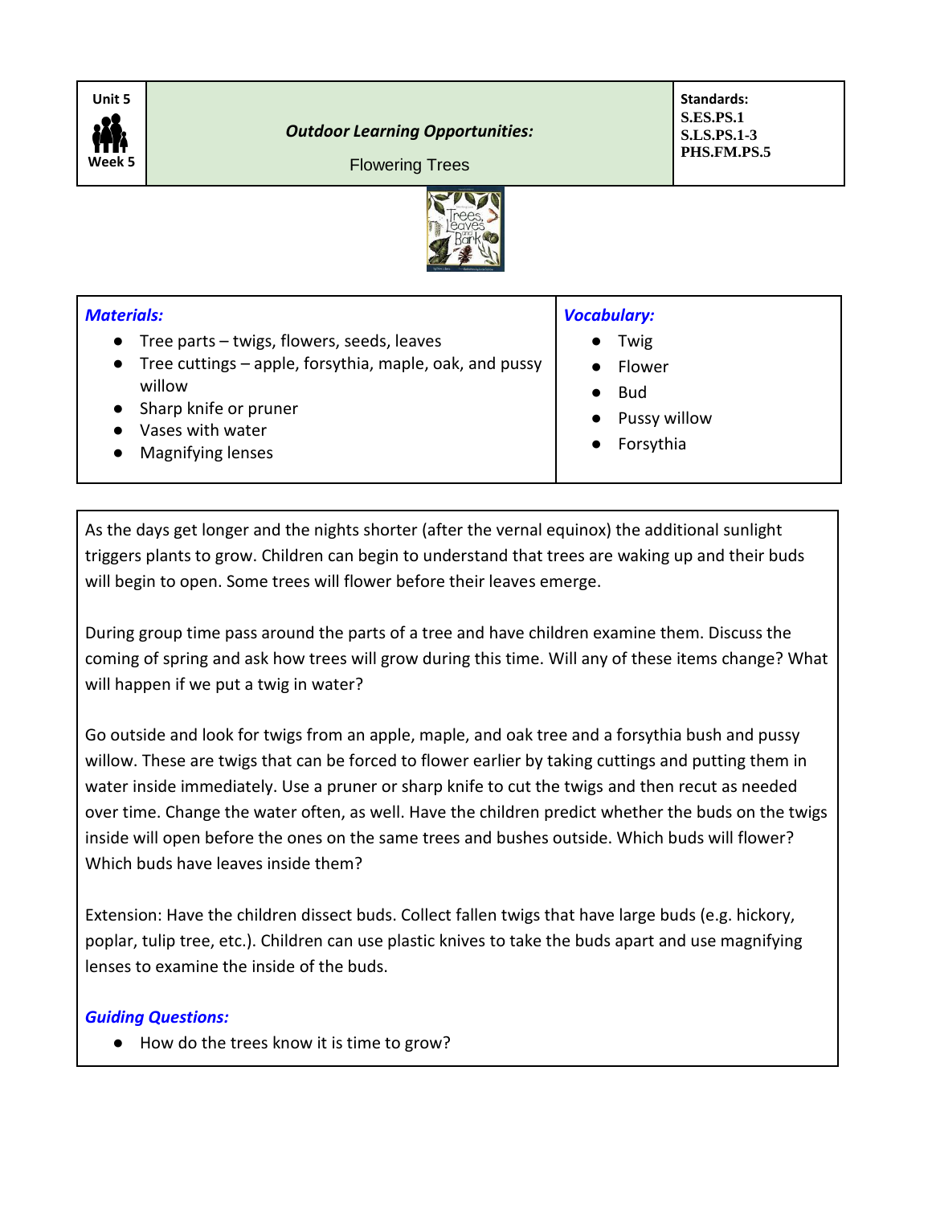| Unit 5 Week 5 | ***Outdoor Learning Opportunities:*** Flowering Trees | **Standards:** **S.ES.PS.1** **S.LS.PS.1-3** **PHS.FM.PS.5** |
|---|---|---|

| ***Materials:*** | ***Vocabulary:*** |
|---|---|
| ● Tree parts – twigs, flowers, seeds, leaves<br>● Tree cuttings – apple, forsythia, maple, oak, and pussy willow<br>● Sharp knife or pruner<br>● Vases with water<br>● Magnifying lenses | ● Twig<br>● Flower<br>● Bud<br>● Pussy willow<br>● Forsythia |

As the days get longer and the nights shorter (after the vernal equinox) the additional sunlight triggers plants to grow. Children can begin to understand that trees are waking up and their buds will begin to open. Some trees will flower before their leaves emerge.

During group time pass around the parts of a tree and have children examine them. Discuss the coming of spring and ask how trees will grow during this time. Will any of these items change? What will happen if we put a twig in water?

Go outside and look for twigs from an apple, maple, and oak tree and a forsythia bush and pussy willow. These are twigs that can be forced to flower earlier by taking cuttings and putting them in water inside immediately. Use a pruner or sharp knife to cut the twigs and then recut as needed over time. Change the water often, as well. Have the children predict whether the buds on the twigs inside will open before the ones on the same trees and bushes outside. Which buds will flower? Which buds have leaves inside them?

Extension: Have the children dissect buds. Collect fallen twigs that have large buds (e.g. hickory, poplar, tulip tree, etc.). Children can use plastic knives to take the buds apart and use magnifying lenses to examine the inside of the buds.

***Guiding Questions:***

- How do the trees know it is time to grow?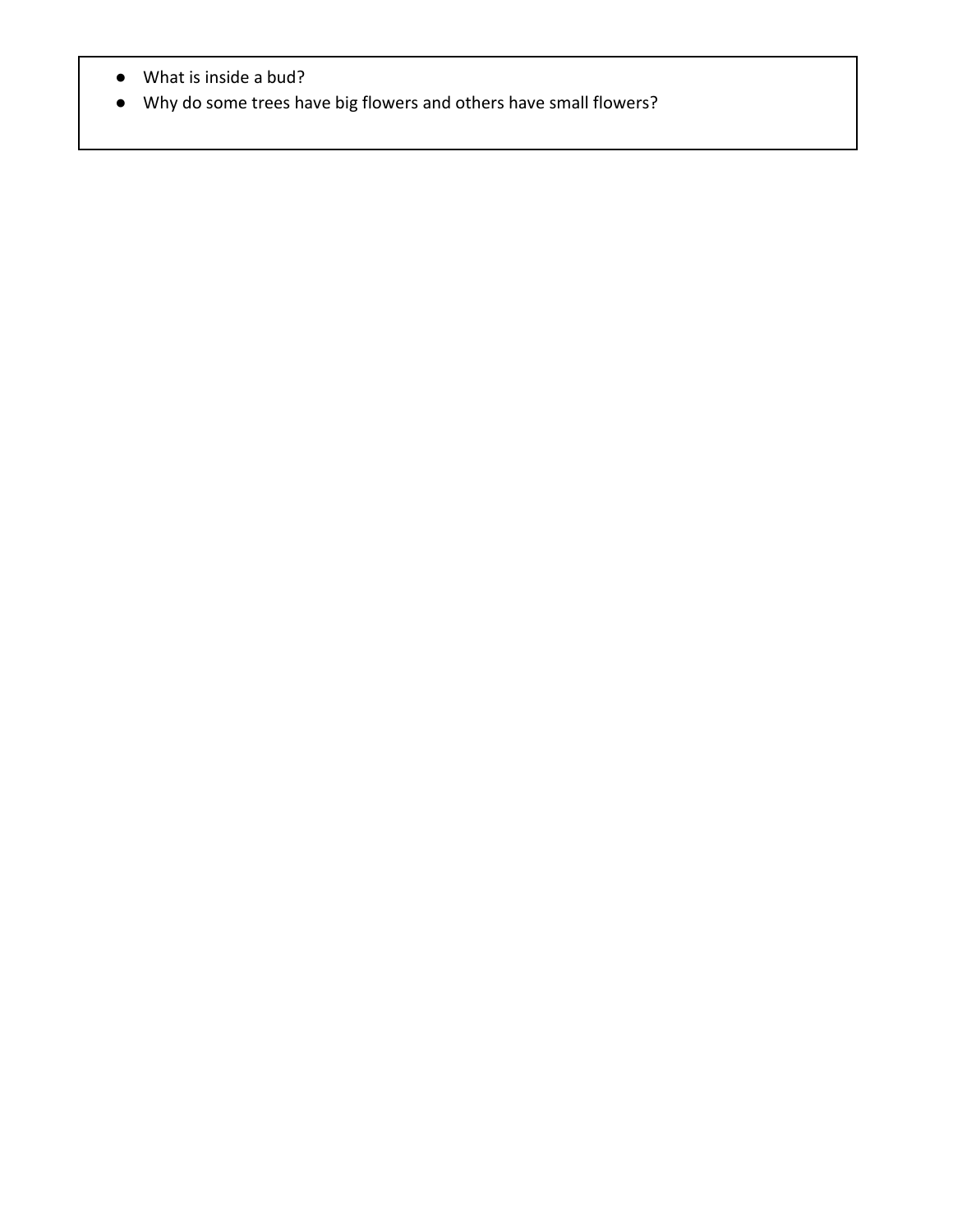- What is inside a bud?
- Why do some trees have big flowers and others have small flowers?